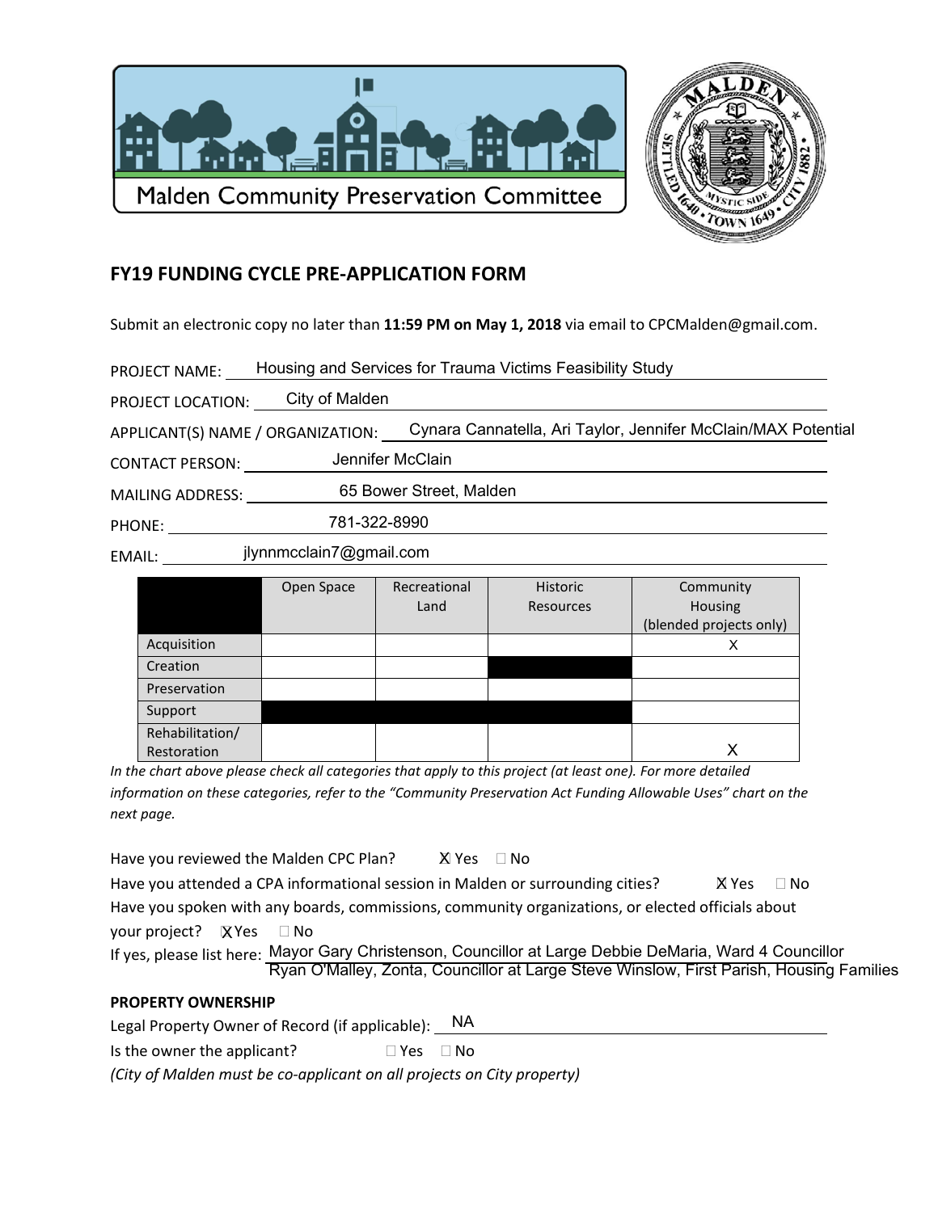Malden Community Preservation Committee

## FY19 FUNDING CYCLE PRE-APPLICATION FORM

Submit an electronic copy no later than **11:59 PM on May 1, 2018** via email to CPCMalden@gmail.com.

PROJECT NAME: Housing and Services for Trauma Victims Feasibility Study

PROJECT LOCATION: City of Malden

APPLICANT(S) NAME / ORGANIZATION: Cynara Cannatella, Ari Taylor, Jennifer McClain/MAX Potential

CONTACT PERSON: Jennifer McClain

MAILING ADDRESS: 65 Bower Street, Malden

PHONE: 781-322-8990

EMAIL: jlynnmcclain7@gmail.com

| | Open Space | Recreational Land | Historic Resources | Community Housing (blended projects only) |
|---|---|---|---|---|
| Acquisition | | | | X |
| Creation | | | | |
| Preservation | | | | |
| Support | | | | |
| Rehabilitation/ Restoration | | | | X |

*In the chart above please check all categories that apply to this project (at least one). For more detailed information on these categories, refer to the "Community Preservation Act Funding Allowable Uses" chart on the next page.*

Have you reviewed the Malden CPC Plan? ☒ Yes ☐ No

Have you attended a CPA informational session in Malden or surrounding cities? ☒ Yes ☐ No

Have you spoken with any boards, commissions, community organizations, or elected officials about your project? ☒ Yes ☐ No

If yes, please list here: Mayor Gary Christenson, Councillor at Large Debbie DeMaria, Ward 4 Councillor Ryan O'Malley, Zonta, Councillor at Large Steve Winslow, First Parish, Housing Families

**PROPERTY OWNERSHIP**

Legal Property Owner of Record (if applicable): NA

Is the owner the applicant? ☐ Yes ☐ No

*(City of Malden must be co-applicant on all projects on City property)*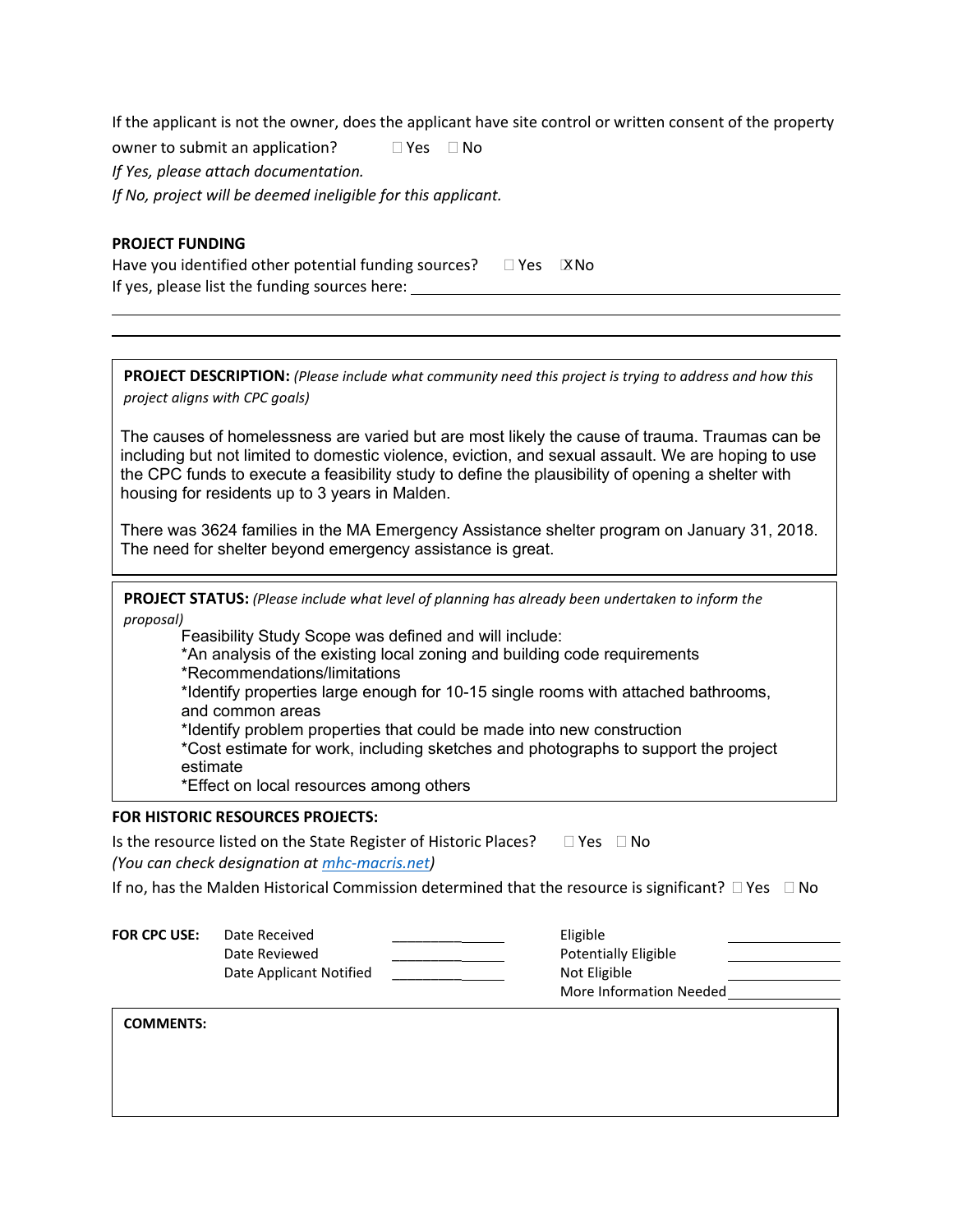If the applicant is not the owner, does the applicant have site control or written consent of the property owner to submit an application? ☐ Yes ☐ No

*If Yes, please attach documentation.*

*If No, project will be deemed ineligible for this applicant.*

**PROJECT FUNDING**

Have you identified other potential funding sources? ☐ Yes ☒ No

If yes, please list the funding sources here: \_\_\_\_\_\_\_\_\_\_\_\_\_\_\_\_\_\_\_\_\_\_\_\_\_\_\_\_\_\_\_\_\_\_\_\_\_\_\_\_\_\_\_\_

**PROJECT DESCRIPTION:** *(Please include what community need this project is trying to address and how this project aligns with CPC goals)*

The causes of homelessness are varied but are most likely the cause of trauma. Traumas can be including but not limited to domestic violence, eviction, and sexual assault. We are hoping to use the CPC funds to execute a feasibility study to define the plausibility of opening a shelter with housing for residents up to 3 years in Malden.

There was 3624 families in the MA Emergency Assistance shelter program on January 31, 2018. The need for shelter beyond emergency assistance is great.

**PROJECT STATUS:** *(Please include what level of planning has already been undertaken to inform the proposal)*

Feasibility Study Scope was defined and will include:

*An analysis of the existing local zoning and building code requirements
*Recommendations/limitations
*Identify properties large enough for 10-15 single rooms with attached bathrooms, and common areas
*Identify problem properties that could be made into new construction
*Cost estimate for work, including sketches and photographs to support the project estimate
*Effect on local resources among others

**FOR HISTORIC RESOURCES PROJECTS:**

Is the resource listed on the State Register of Historic Places? ☐ Yes ☐ No
*(You can check designation at mhc-macris.net)*

If no, has the Malden Historical Commission determined that the resource is significant? ☐ Yes ☐ No

| | | | | |
|---|---|---|---|---|
| **FOR CPC USE:** | Date Received | \_\_\_\_\_\_\_\_\_\_ | Eligible | \_\_\_\_\_\_\_\_\_\_ |
| | Date Reviewed | \_\_\_\_\_\_\_\_\_\_ | Potentially Eligible | \_\_\_\_\_\_\_\_\_\_ |
| | Date Applicant Notified | \_\_\_\_\_\_\_\_\_\_ | Not Eligible | \_\_\_\_\_\_\_\_\_\_ |
| | | | More Information Needed | \_\_\_\_\_\_\_\_\_\_ |

**COMMENTS:**